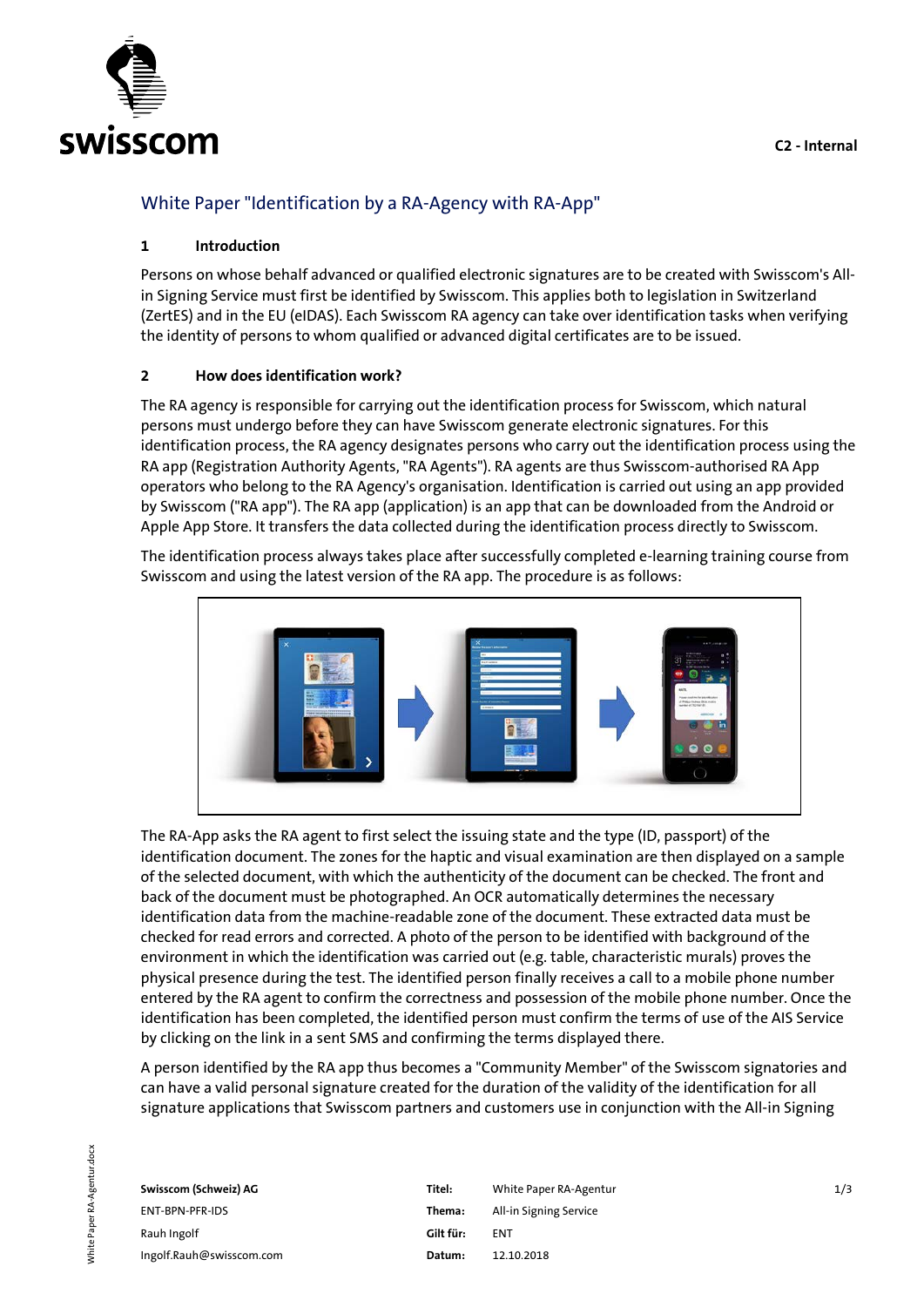# White Paper "Identification by a RA-Agency with RA-App"

## 1 Introduction

Persons on whose behalf advanced or qualified electronic signatures are to be created with Swisscom's All-in Signing Service must first be identified by Swisscom. This applies both to legislation in Switzerland (ZertES) and in the EU (eIDAS). Each Swisscom RA agency can take over identification tasks when verifying the identity of persons to whom qualified or advanced digital certificates are to be issued.

## 2 How does identification work?

The RA agency is responsible for carrying out the identification process for Swisscom, which natural persons must undergo before they can have Swisscom generate electronic signatures. For this identification process, the RA agency designates persons who carry out the identification process using the RA app (Registration Authority Agents, "RA Agents"). RA agents are thus Swisscom-authorised RA App operators who belong to the RA Agency's organisation. Identification is carried out using an app provided by Swisscom ("RA app"). The RA app (application) is an app that can be downloaded from the Android or Apple App Store. It transfers the data collected during the identification process directly to Swisscom.

The identification process always takes place after successfully completed e-learning training course from Swisscom and using the latest version of the RA app. The procedure is as follows:

The RA-App asks the RA agent to first select the issuing state and the type (ID, passport) of the identification document. The zones for the haptic and visual examination are then displayed on a sample of the selected document, with which the authenticity of the document can be checked. The front and back of the document must be photographed. An OCR automatically determines the necessary identification data from the machine-readable zone of the document. These extracted data must be checked for read errors and corrected. A photo of the person to be identified with background of the environment in which the identification was carried out (e.g. table, characteristic murals) proves the physical presence during the test. The identified person finally receives a call to a mobile phone number entered by the RA agent to confirm the correctness and possession of the mobile phone number. Once the identification has been completed, the identified person must confirm the terms of use of the AIS Service by clicking on the link in a sent SMS and confirming the terms displayed there.

A person identified by the RA app thus becomes a "Community Member" of the Swisscom signatories and can have a valid personal signature created for the duration of the validity of the identification for all signature applications that Swisscom partners and customers use in conjunction with the All-in Signing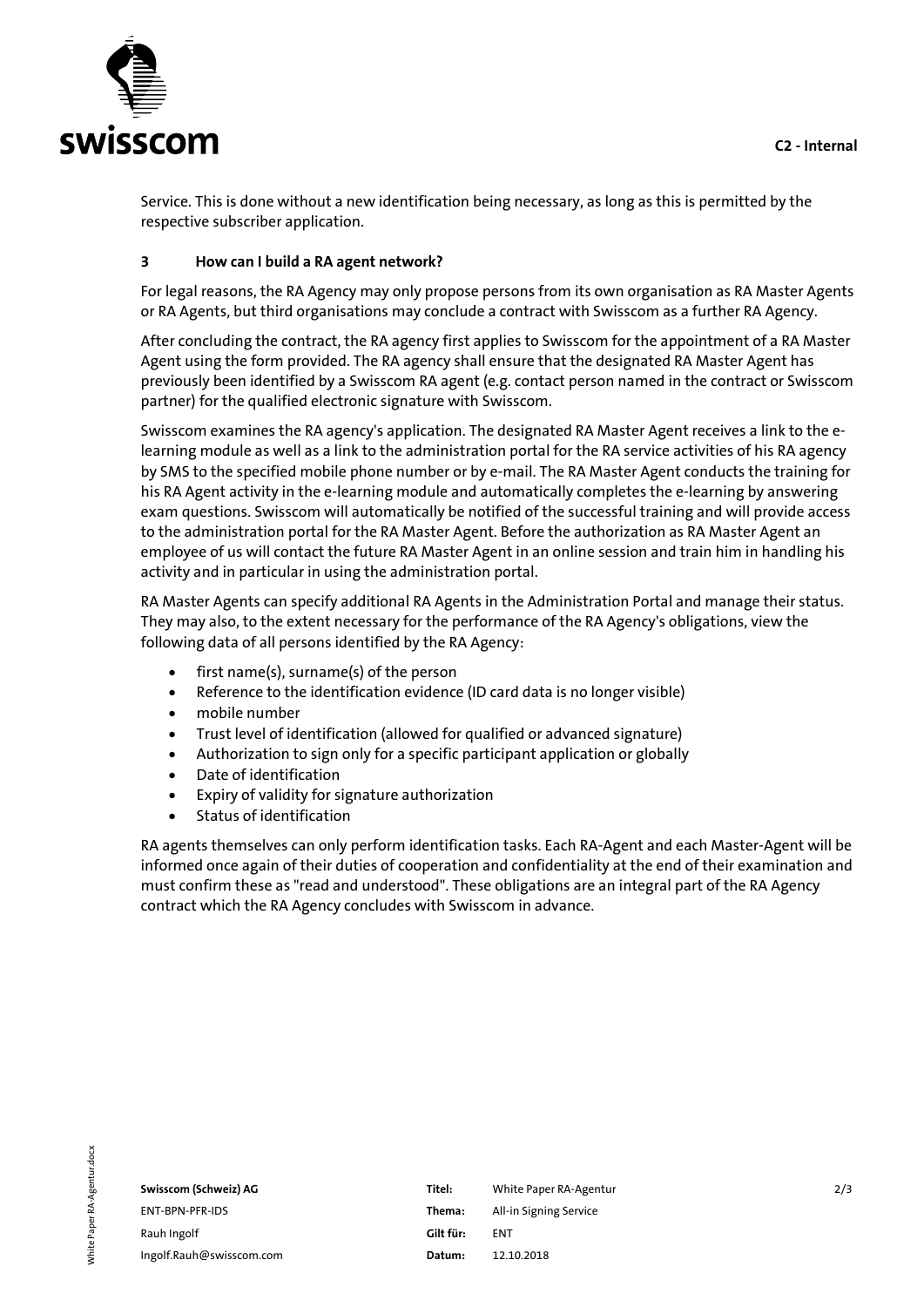Service. This is done without a new identification being necessary, as long as this is permitted by the respective subscriber application.

## 3 How can I build a RA agent network?

For legal reasons, the RA Agency may only propose persons from its own organisation as RA Master Agents or RA Agents, but third organisations may conclude a contract with Swisscom as a further RA Agency.

After concluding the contract, the RA agency first applies to Swisscom for the appointment of a RA Master Agent using the form provided. The RA agency shall ensure that the designated RA Master Agent has previously been identified by a Swisscom RA agent (e.g. contact person named in the contract or Swisscom partner) for the qualified electronic signature with Swisscom.

Swisscom examines the RA agency's application. The designated RA Master Agent receives a link to the e-learning module as well as a link to the administration portal for the RA service activities of his RA agency by SMS to the specified mobile phone number or by e-mail. The RA Master Agent conducts the training for his RA Agent activity in the e-learning module and automatically completes the e-learning by answering exam questions. Swisscom will automatically be notified of the successful training and will provide access to the administration portal for the RA Master Agent. Before the authorization as RA Master Agent an employee of us will contact the future RA Master Agent in an online session and train him in handling his activity and in particular in using the administration portal.

RA Master Agents can specify additional RA Agents in the Administration Portal and manage their status. They may also, to the extent necessary for the performance of the RA Agency's obligations, view the following data of all persons identified by the RA Agency:

- first name(s), surname(s) of the person
- Reference to the identification evidence (ID card data is no longer visible)
- mobile number
- Trust level of identification (allowed for qualified or advanced signature)
- Authorization to sign only for a specific participant application or globally
- Date of identification
- Expiry of validity for signature authorization
- Status of identification

RA agents themselves can only perform identification tasks. Each RA-Agent and each Master-Agent will be informed once again of their duties of cooperation and confidentiality at the end of their examination and must confirm these as "read and understood". These obligations are an integral part of the RA Agency contract which the RA Agency concludes with Swisscom in advance.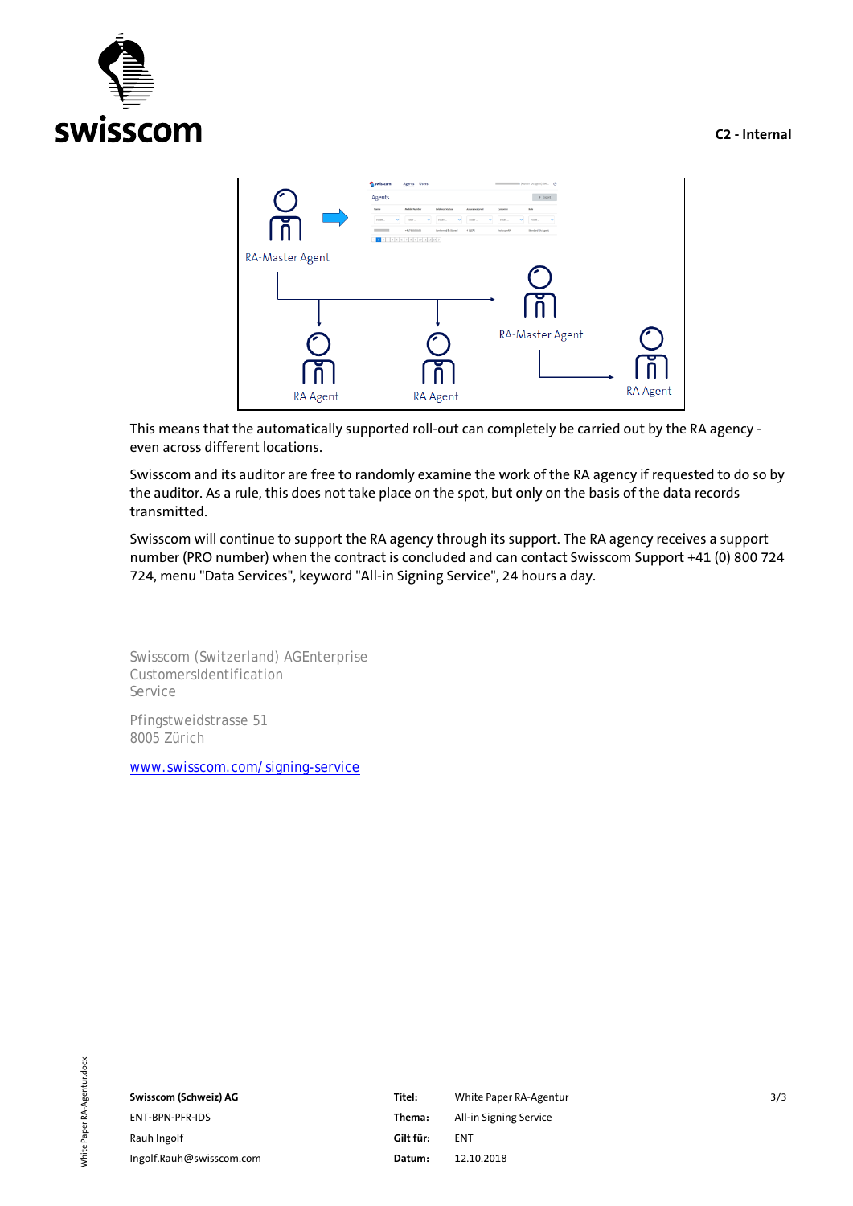RA-Master Agent

RA Agent

RA Agent

RA-Master Agent

RA Agent

This means that the automatically supported roll-out can completely be carried out by the RA agency - even across different locations.

Swisscom and its auditor are free to randomly examine the work of the RA agency if requested to do so by the auditor. As a rule, this does not take place on the spot, but only on the basis of the data records transmitted.

Swisscom will continue to support the RA agency through its support. The RA agency receives a support number (PRO number) when the contract is concluded and can contact Swisscom Support +41 (0) 800 724 724, menu "Data Services", keyword "All-in Signing Service", 24 hours a day.

Swisscom (Switzerland) AGEnterprise CustomersIdentification Service

Pfingstweidstrasse 51
8005 Zürich

[www.swisscom.com/signing-service](http://www.swisscom.com/signing-service)

| | | | |
|---|---|---|---|
| **Swisscom (Schweiz) AG** | | **Titel:** | White Paper RA-Agentur |
| ENT-BPN-PFR-IDS | | **Thema:** | All-in Signing Service |
| Rauh Ingolf | | **Gilt für:** | ENT |
| Ingolf.Rauh@swisscom.com | | **Datum:** | 12.10.2018 |